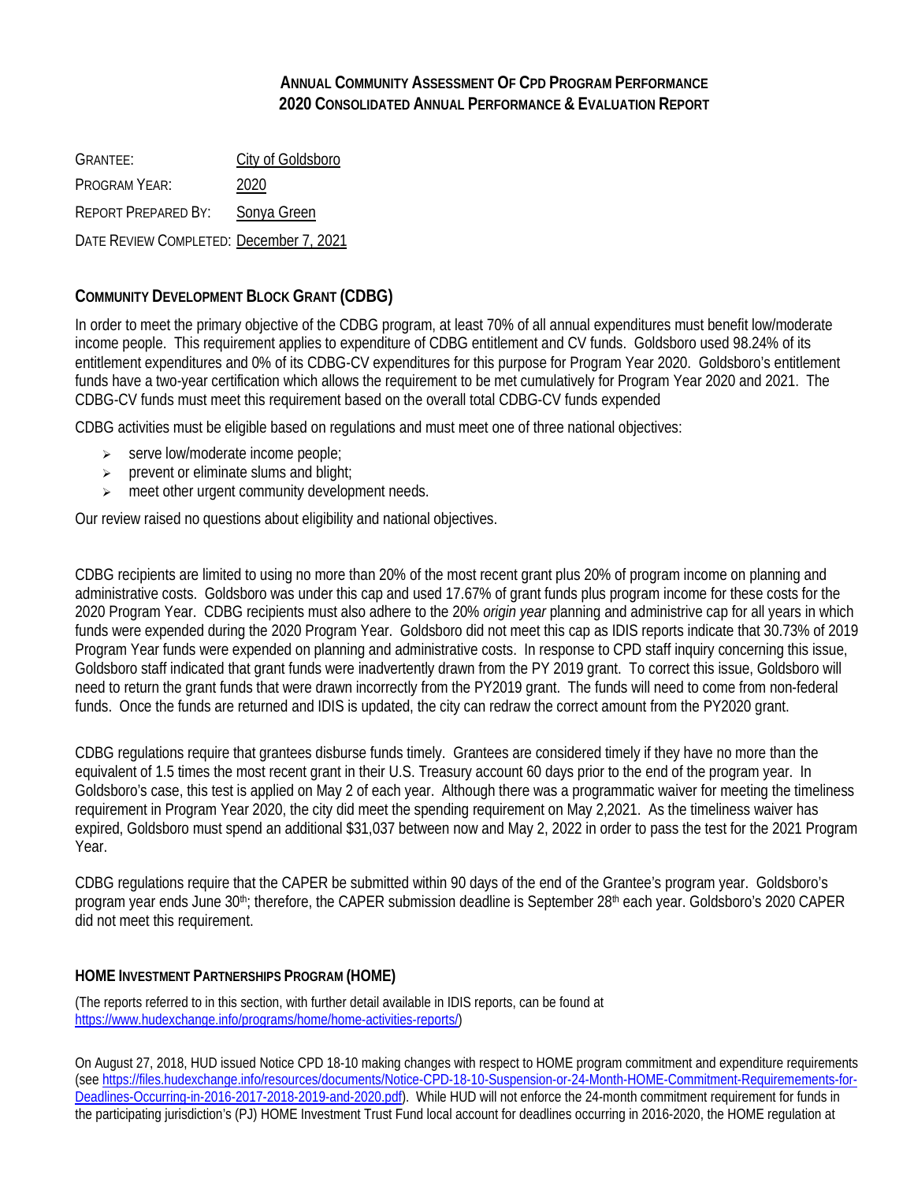**ANNUAL COMMUNITY ASSESSMENT OF CPD PROGRAM PERFORMANCE**
**2020 CONSOLIDATED ANNUAL PERFORMANCE & EVALUATION REPORT**

GRANTEE: City of Goldsboro

PROGRAM YEAR: 2020

REPORT PREPARED BY: Sonya Green

DATE REVIEW COMPLETED: December 7, 2021

## COMMUNITY DEVELOPMENT BLOCK GRANT (CDBG)

In order to meet the primary objective of the CDBG program, at least 70% of all annual expenditures must benefit low/moderate income people. This requirement applies to expenditure of CDBG entitlement and CV funds. Goldsboro used 98.24% of its entitlement expenditures and 0% of its CDBG-CV expenditures for this purpose for Program Year 2020. Goldsboro's entitlement funds have a two-year certification which allows the requirement to be met cumulatively for Program Year 2020 and 2021. The CDBG-CV funds must meet this requirement based on the overall total CDBG-CV funds expended

CDBG activities must be eligible based on regulations and must meet one of three national objectives:

- serve low/moderate income people;
- prevent or eliminate slums and blight;
- meet other urgent community development needs.

Our review raised no questions about eligibility and national objectives.

CDBG recipients are limited to using no more than 20% of the most recent grant plus 20% of program income on planning and administrative costs. Goldsboro was under this cap and used 17.67% of grant funds plus program income for these costs for the 2020 Program Year. CDBG recipients must also adhere to the 20% *origin year* planning and administrive cap for all years in which funds were expended during the 2020 Program Year. Goldsboro did not meet this cap as IDIS reports indicate that 30.73% of 2019 Program Year funds were expended on planning and administrative costs. In response to CPD staff inquiry concerning this issue, Goldsboro staff indicated that grant funds were inadvertently drawn from the PY 2019 grant. To correct this issue, Goldsboro will need to return the grant funds that were drawn incorrectly from the PY2019 grant. The funds will need to come from non-federal funds. Once the funds are returned and IDIS is updated, the city can redraw the correct amount from the PY2020 grant.

CDBG regulations require that grantees disburse funds timely. Grantees are considered timely if they have no more than the equivalent of 1.5 times the most recent grant in their U.S. Treasury account 60 days prior to the end of the program year. In Goldsboro's case, this test is applied on May 2 of each year. Although there was a programmatic waiver for meeting the timeliness requirement in Program Year 2020, the city did meet the spending requirement on May 2,2021. As the timeliness waiver has expired, Goldsboro must spend an additional $31,037 between now and May 2, 2022 in order to pass the test for the 2021 Program Year.

CDBG regulations require that the CAPER be submitted within 90 days of the end of the Grantee's program year. Goldsboro's program year ends June 30th; therefore, the CAPER submission deadline is September 28th each year. Goldsboro's 2020 CAPER did not meet this requirement.

## HOME INVESTMENT PARTNERSHIPS PROGRAM (HOME)

(The reports referred to in this section, with further detail available in IDIS reports, can be found at https://www.hudexchange.info/programs/home/home-activities-reports/)

On August 27, 2018, HUD issued Notice CPD 18-10 making changes with respect to HOME program commitment and expenditure requirements (see https://files.hudexchange.info/resources/documents/Notice-CPD-18-10-Suspension-or-24-Month-HOME-Commitment-Requiremements-for-Deadlines-Occurring-in-2016-2017-2018-2019-and-2020.pdf). While HUD will not enforce the 24-month commitment requirement for funds in the participating jurisdiction's (PJ) HOME Investment Trust Fund local account for deadlines occurring in 2016-2020, the HOME regulation at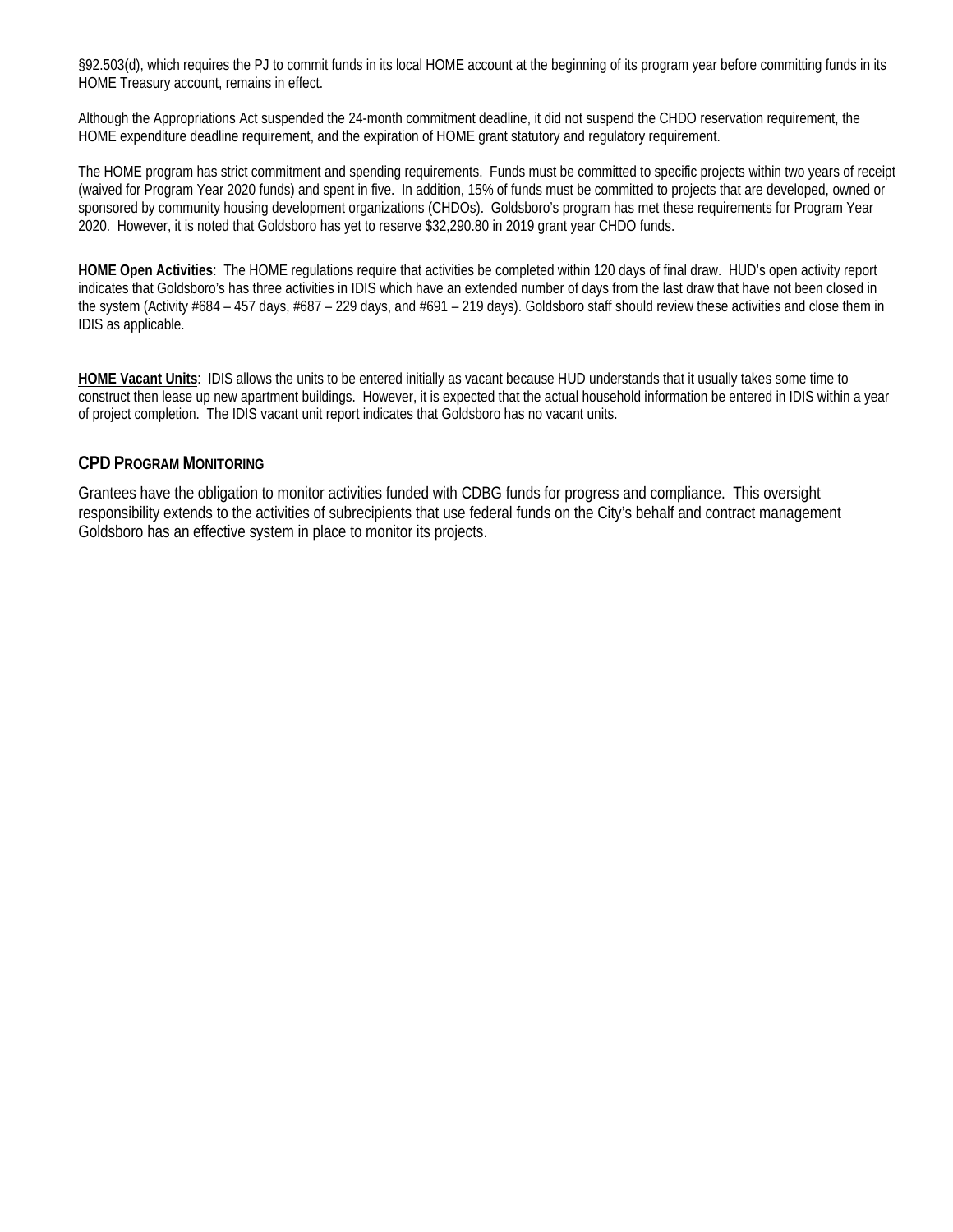§92.503(d), which requires the PJ to commit funds in its local HOME account at the beginning of its program year before committing funds in its HOME Treasury account, remains in effect.

Although the Appropriations Act suspended the 24-month commitment deadline, it did not suspend the CHDO reservation requirement, the HOME expenditure deadline requirement, and the expiration of HOME grant statutory and regulatory requirement.

The HOME program has strict commitment and spending requirements. Funds must be committed to specific projects within two years of receipt (waived for Program Year 2020 funds) and spent in five. In addition, 15% of funds must be committed to projects that are developed, owned or sponsored by community housing development organizations (CHDOs). Goldsboro's program has met these requirements for Program Year 2020. However, it is noted that Goldsboro has yet to reserve $32,290.80 in 2019 grant year CHDO funds.

**HOME Open Activities**: The HOME regulations require that activities be completed within 120 days of final draw. HUD's open activity report indicates that Goldsboro's has three activities in IDIS which have an extended number of days from the last draw that have not been closed in the system (Activity #684 – 457 days, #687 – 229 days, and #691 – 219 days). Goldsboro staff should review these activities and close them in IDIS as applicable.

**HOME Vacant Units**: IDIS allows the units to be entered initially as vacant because HUD understands that it usually takes some time to construct then lease up new apartment buildings. However, it is expected that the actual household information be entered in IDIS within a year of project completion. The IDIS vacant unit report indicates that Goldsboro has no vacant units.

## CPD PROGRAM MONITORING

Grantees have the obligation to monitor activities funded with CDBG funds for progress and compliance. This oversight responsibility extends to the activities of subrecipients that use federal funds on the City's behalf and contract management Goldsboro has an effective system in place to monitor its projects.